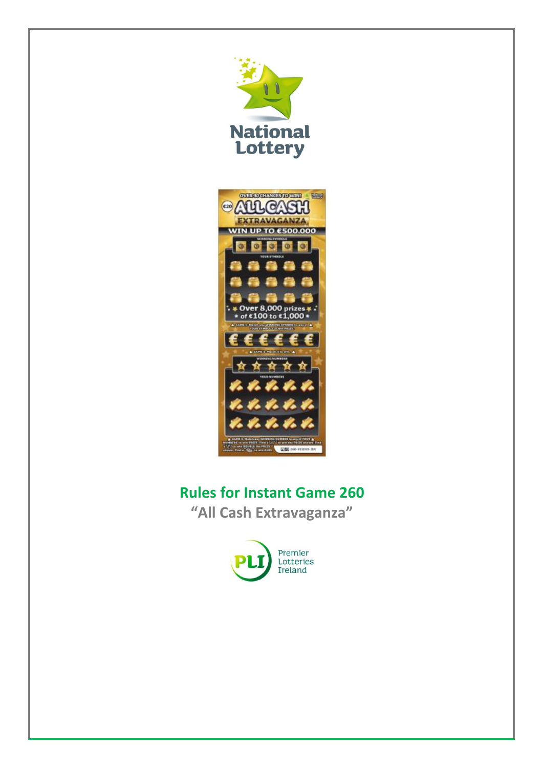# Rules for Instant Game 260

## “All Cash Extravaganza”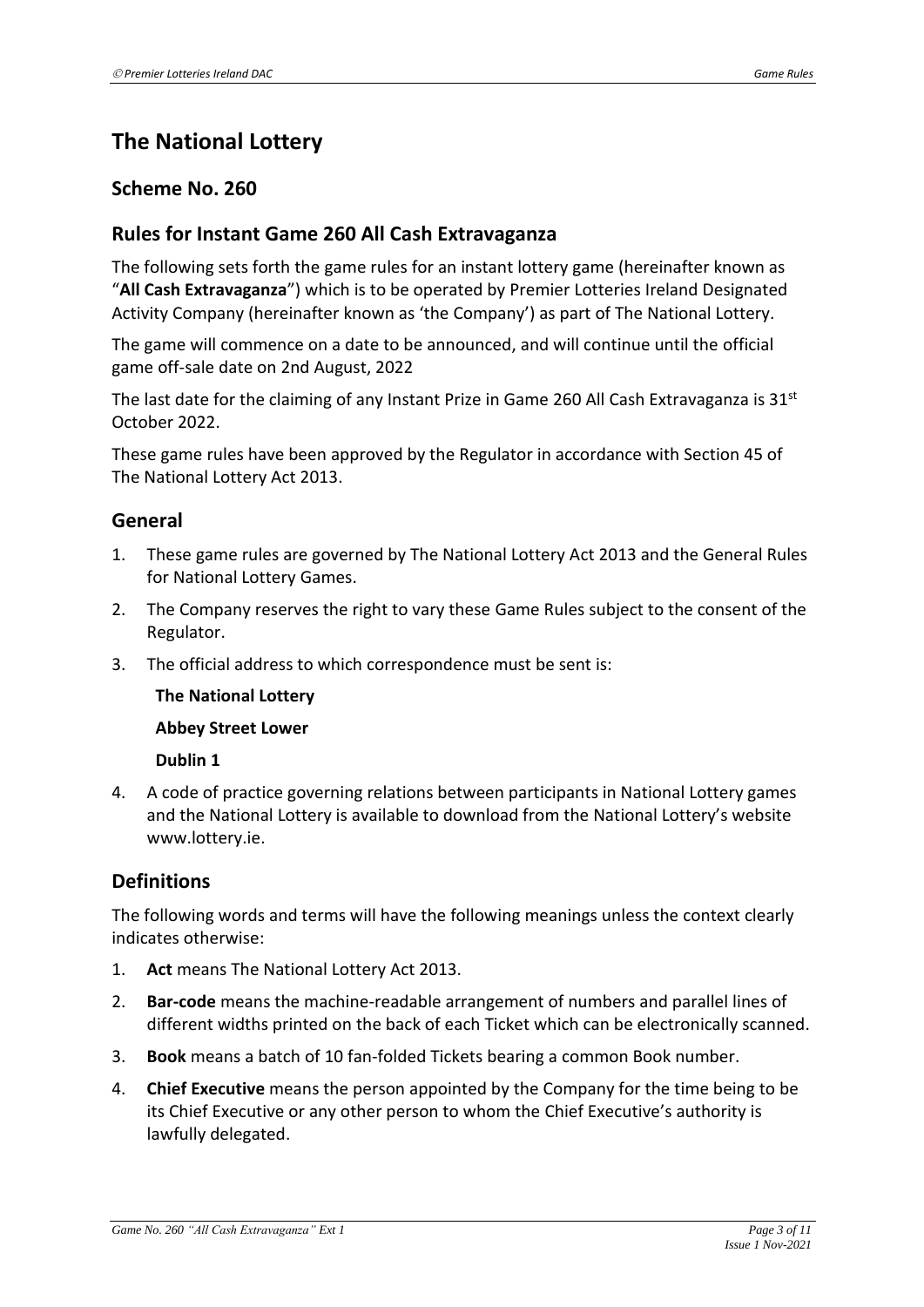# The National Lottery

## Scheme No. 260

## Rules for Instant Game 260 All Cash Extravaganza

The following sets forth the game rules for an instant lottery game (hereinafter known as "**All Cash Extravaganza**") which is to be operated by Premier Lotteries Ireland Designated Activity Company (hereinafter known as 'the Company') as part of The National Lottery.

The game will commence on a date to be announced, and will continue until the official game off-sale date on 2nd August, 2022

The last date for the claiming of any Instant Prize in Game 260 All Cash Extravaganza is 31st October 2022.

These game rules have been approved by the Regulator in accordance with Section 45 of The National Lottery Act 2013.

## General

1. These game rules are governed by The National Lottery Act 2013 and the General Rules for National Lottery Games.
2. The Company reserves the right to vary these Game Rules subject to the consent of the Regulator.
3. The official address to which correspondence must be sent is:

   **The National Lottery**

   **Abbey Street Lower**

   **Dublin 1**

4. A code of practice governing relations between participants in National Lottery games and the National Lottery is available to download from the National Lottery's website www.lottery.ie.

## Definitions

The following words and terms will have the following meanings unless the context clearly indicates otherwise:

1. **Act** means The National Lottery Act 2013.
2. **Bar-code** means the machine-readable arrangement of numbers and parallel lines of different widths printed on the back of each Ticket which can be electronically scanned.
3. **Book** means a batch of 10 fan-folded Tickets bearing a common Book number.
4. **Chief Executive** means the person appointed by the Company for the time being to be its Chief Executive or any other person to whom the Chief Executive's authority is lawfully delegated.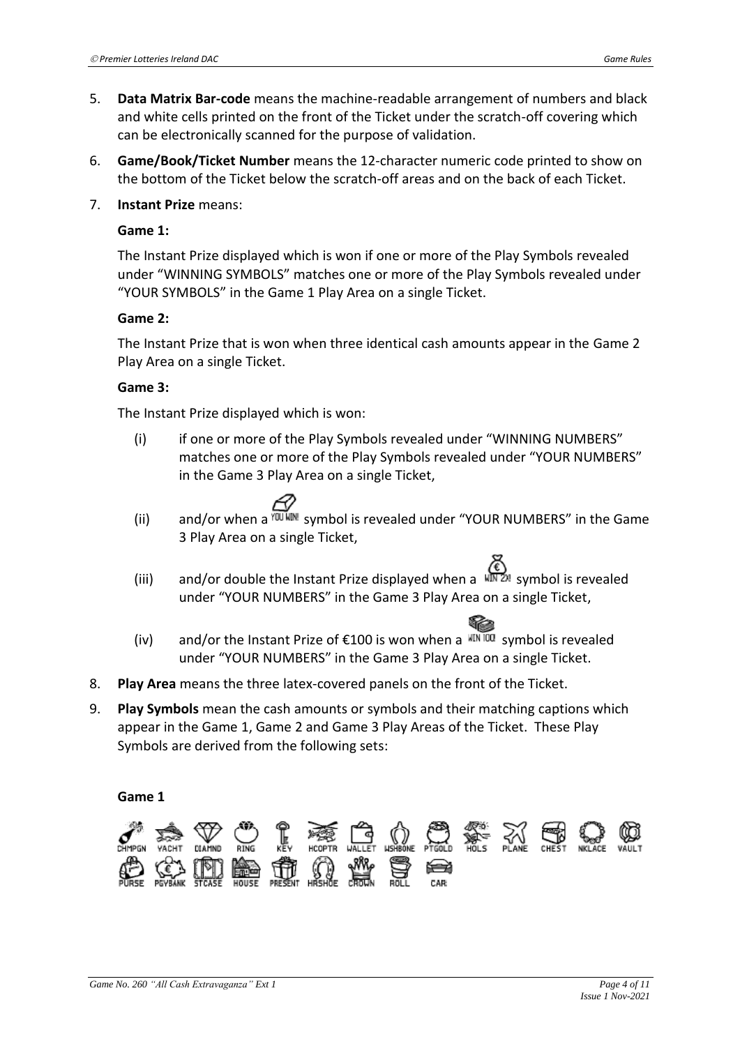5. **Data Matrix Bar-code** means the machine-readable arrangement of numbers and black and white cells printed on the front of the Ticket under the scratch-off covering which can be electronically scanned for the purpose of validation.

6. **Game/Book/Ticket Number** means the 12-character numeric code printed to show on the bottom of the Ticket below the scratch-off areas and on the back of each Ticket.

7. **Instant Prize** means:

   **Game 1:**

   The Instant Prize displayed which is won if one or more of the Play Symbols revealed under "WINNING SYMBOLS" matches one or more of the Play Symbols revealed under "YOUR SYMBOLS" in the Game 1 Play Area on a single Ticket.

   **Game 2:**

   The Instant Prize that is won when three identical cash amounts appear in the Game 2 Play Area on a single Ticket.

   **Game 3:**

   The Instant Prize displayed which is won:

   (i) if one or more of the Play Symbols revealed under "WINNING NUMBERS" matches one or more of the Play Symbols revealed under "YOUR NUMBERS" in the Game 3 Play Area on a single Ticket,

   (ii) and/or when a YOU WIN! symbol is revealed under "YOUR NUMBERS" in the Game 3 Play Area on a single Ticket,

   (iii) and/or double the Instant Prize displayed when a WIN 2X! symbol is revealed under "YOUR NUMBERS" in the Game 3 Play Area on a single Ticket,

   (iv) and/or the Instant Prize of €100 is won when a WIN 100! symbol is revealed under "YOUR NUMBERS" in the Game 3 Play Area on a single Ticket.

8. **Play Area** means the three latex-covered panels on the front of the Ticket.

9. **Play Symbols** mean the cash amounts or symbols and their matching captions which appear in the Game 1, Game 2 and Game 3 Play Areas of the Ticket. These Play Symbols are derived from the following sets:

**Game 1**

CHMPGN, YACHT, DIAMND, RING, KEY, HCOPTR, WALLET, WSHBONE, PTGOLD, HOLS, PLANE, CHEST, NKLACE, VAULT, PURSE, PGYBANK, STCASE, HOUSE, PRESENT, HRSHOE, CROWN, ROLL, CAR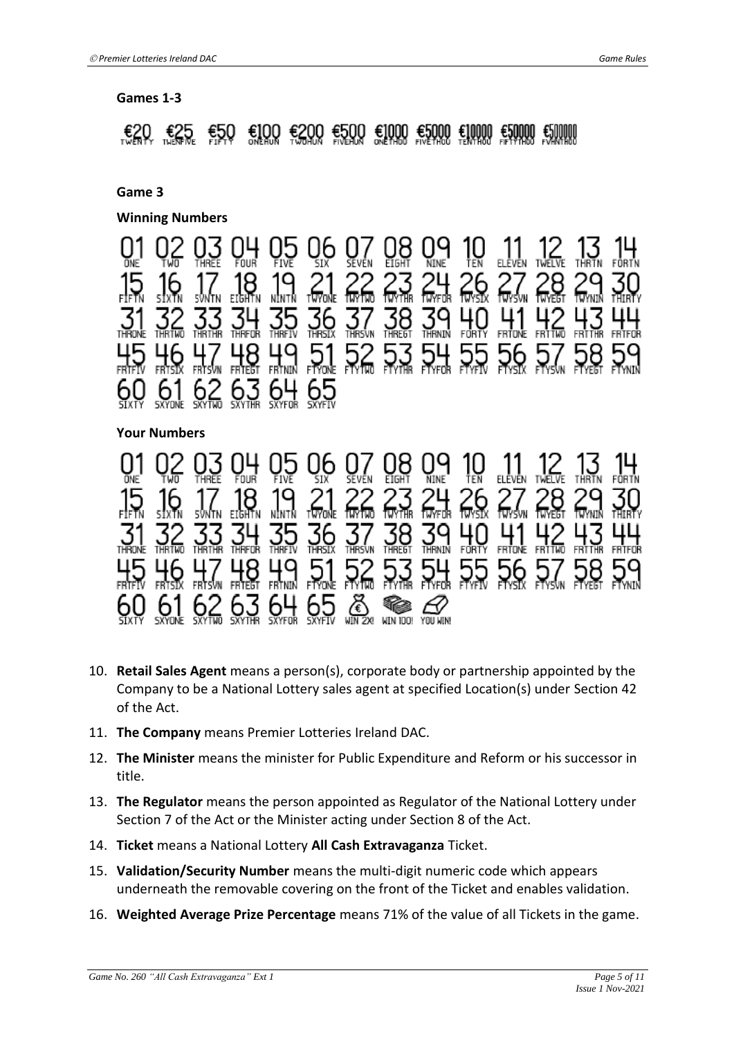**Games 1-3**

€20 TWENTY €25 TWENFIVE €50 FIFTY €100 ONEHUN €200 TWOHUN €500 FIVEHUN €1000 ONETHOU €5000 FIVETHOU €10000 TENTHOU €50000 FIFTYTHOU €500000 FVHNTHOU

**Game 3**

**Winning Numbers**

01 ONE 02 TWO 03 THREE 04 FOUR 05 FIVE 06 SIX 07 SEVEN 08 EIGHT 09 NINE 10 TEN 11 ELEVEN 12 TWELVE 13 THRTN 14 FORTN
15 FIFTN 16 SIXTN 17 SVNTN 18 EIGHTN 19 NINTN 21 TWYONE 22 TWYTWO 23 TWYTHR 24 TWYFOR 26 TWYSIX 27 TWYSVN 28 TWYEGT 29 TWYNIN 30 THIRTY
31 THRONE 32 THRTWO 33 THRTHR 34 THRFOR 35 THRFIV 36 THRSIX 37 THRSVN 38 THREGT 39 THRNIN 40 FORTY 41 FRTONE 42 FRTTWO 43 FRTTHR 44 FRTFOR
45 FRTFIV 46 FRTSIX 47 FRTSVN 48 FRTEGT 49 FRTNIN 51 FTYONE 52 FTYTWO 53 FTYTHR 54 FTYFOR 55 FTYFIV 56 FTYSIX 57 FTYSVN 58 FTYEGT 59 FTYNIN
60 SIXTY 61 SXYONE 62 SXYTWO 63 SXYTHR 64 SXYFOR 65 SXYFIV

**Your Numbers**

01 ONE 02 TWO 03 THREE 04 FOUR 05 FIVE 06 SIX 07 SEVEN 08 EIGHT 09 NINE 10 TEN 11 ELEVEN 12 TWELVE 13 THRTN 14 FORTN
15 FIFTN 16 SIXTN 17 SVNTN 18 EIGHTN 19 NINTN 21 TWYONE 22 TWYTWO 23 TWYTHR 24 TWYFOR 26 TWYSIX 27 TWYSVN 28 TWYEGT 29 TWYNIN 30 THIRTY
31 THRONE 32 THRTWO 33 THRTHR 34 THRFOR 35 THRFIV 36 THRSIX 37 THRSVN 38 THREGT 39 THRNIN 40 FORTY 41 FRTONE 42 FRTTWO 43 FRTTHR 44 FRTFOR
45 FRTFIV 46 FRTSIX 47 FRTSVN 48 FRTEGT 49 FRTNIN 51 FTYONE 52 FTYTWO 53 FTYTHR 54 FTYFOR 55 FTYFIV 56 FTYSIX 57 FTYSVN 58 FTYEGT 59 FTYNIN
60 SIXTY 61 SXYONE 62 SXYTWO 63 SXYTHR 64 SXYFOR 65 SXYFIV WIN 2X! WIN 100! YOU WIN!

10. **Retail Sales Agent** means a person(s), corporate body or partnership appointed by the Company to be a National Lottery sales agent at specified Location(s) under Section 42 of the Act.
11. **The Company** means Premier Lotteries Ireland DAC.
12. **The Minister** means the minister for Public Expenditure and Reform or his successor in title.
13. **The Regulator** means the person appointed as Regulator of the National Lottery under Section 7 of the Act or the Minister acting under Section 8 of the Act.
14. **Ticket** means a National Lottery **All Cash Extravaganza** Ticket.
15. **Validation/Security Number** means the multi-digit numeric code which appears underneath the removable covering on the front of the Ticket and enables validation.
16. **Weighted Average Prize Percentage** means 71% of the value of all Tickets in the game.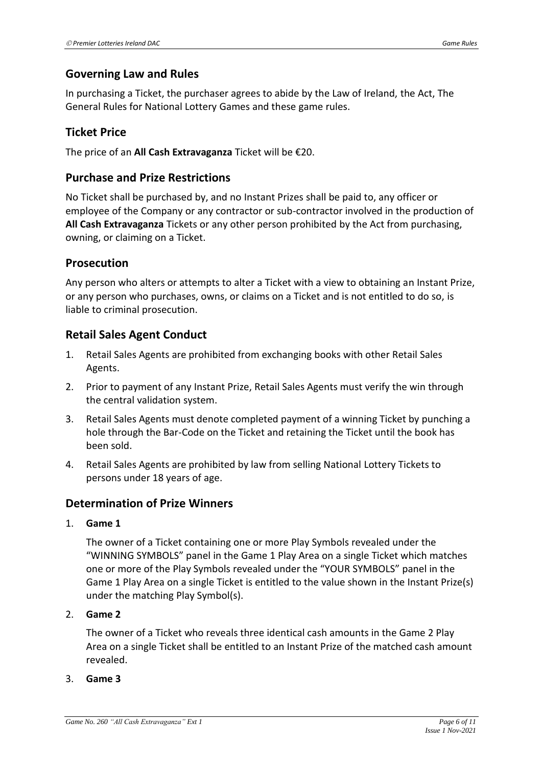## Governing Law and Rules

In purchasing a Ticket, the purchaser agrees to abide by the Law of Ireland, the Act, The General Rules for National Lottery Games and these game rules.

## Ticket Price

The price of an **All Cash Extravaganza** Ticket will be €20.

## Purchase and Prize Restrictions

No Ticket shall be purchased by, and no Instant Prizes shall be paid to, any officer or employee of the Company or any contractor or sub-contractor involved in the production of **All Cash Extravaganza** Tickets or any other person prohibited by the Act from purchasing, owning, or claiming on a Ticket.

## Prosecution

Any person who alters or attempts to alter a Ticket with a view to obtaining an Instant Prize, or any person who purchases, owns, or claims on a Ticket and is not entitled to do so, is liable to criminal prosecution.

## Retail Sales Agent Conduct

1. Retail Sales Agents are prohibited from exchanging books with other Retail Sales Agents.
2. Prior to payment of any Instant Prize, Retail Sales Agents must verify the win through the central validation system.
3. Retail Sales Agents must denote completed payment of a winning Ticket by punching a hole through the Bar-Code on the Ticket and retaining the Ticket until the book has been sold.
4. Retail Sales Agents are prohibited by law from selling National Lottery Tickets to persons under 18 years of age.

## Determination of Prize Winners

1. **Game 1**

   The owner of a Ticket containing one or more Play Symbols revealed under the "WINNING SYMBOLS" panel in the Game 1 Play Area on a single Ticket which matches one or more of the Play Symbols revealed under the "YOUR SYMBOLS" panel in the Game 1 Play Area on a single Ticket is entitled to the value shown in the Instant Prize(s) under the matching Play Symbol(s).

2. **Game 2**

   The owner of a Ticket who reveals three identical cash amounts in the Game 2 Play Area on a single Ticket shall be entitled to an Instant Prize of the matched cash amount revealed.

3. **Game 3**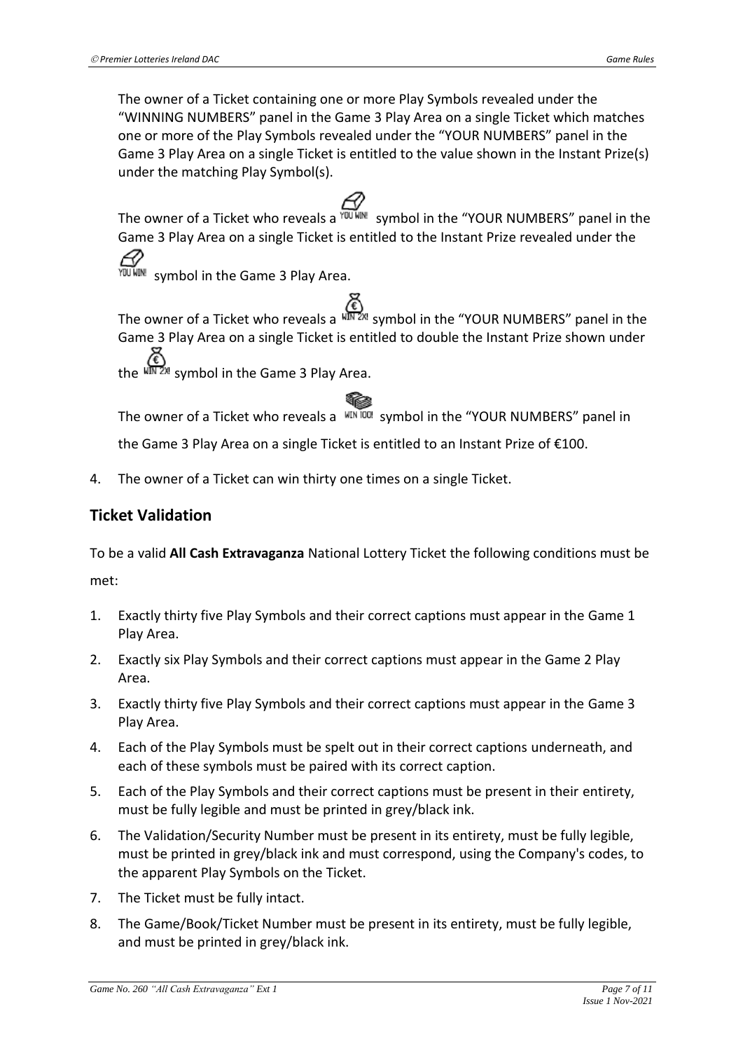The owner of a Ticket containing one or more Play Symbols revealed under the "WINNING NUMBERS" panel in the Game 3 Play Area on a single Ticket which matches one or more of the Play Symbols revealed under the "YOUR NUMBERS" panel in the Game 3 Play Area on a single Ticket is entitled to the value shown in the Instant Prize(s) under the matching Play Symbol(s).

The owner of a Ticket who reveals a YOU WIN! symbol in the "YOUR NUMBERS" panel in the Game 3 Play Area on a single Ticket is entitled to the Instant Prize revealed under the YOU WIN! symbol in the Game 3 Play Area.

The owner of a Ticket who reveals a WIN 2X! symbol in the "YOUR NUMBERS" panel in the Game 3 Play Area on a single Ticket is entitled to double the Instant Prize shown under the WIN 2X! symbol in the Game 3 Play Area.

The owner of a Ticket who reveals a WIN 100! symbol in the "YOUR NUMBERS" panel in the Game 3 Play Area on a single Ticket is entitled to an Instant Prize of €100.

4. The owner of a Ticket can win thirty one times on a single Ticket.

## Ticket Validation

To be a valid **All Cash Extravaganza** National Lottery Ticket the following conditions must be met:

1. Exactly thirty five Play Symbols and their correct captions must appear in the Game 1 Play Area.
2. Exactly six Play Symbols and their correct captions must appear in the Game 2 Play Area.
3. Exactly thirty five Play Symbols and their correct captions must appear in the Game 3 Play Area.
4. Each of the Play Symbols must be spelt out in their correct captions underneath, and each of these symbols must be paired with its correct caption.
5. Each of the Play Symbols and their correct captions must be present in their entirety, must be fully legible and must be printed in grey/black ink.
6. The Validation/Security Number must be present in its entirety, must be fully legible, must be printed in grey/black ink and must correspond, using the Company's codes, to the apparent Play Symbols on the Ticket.
7. The Ticket must be fully intact.
8. The Game/Book/Ticket Number must be present in its entirety, must be fully legible, and must be printed in grey/black ink.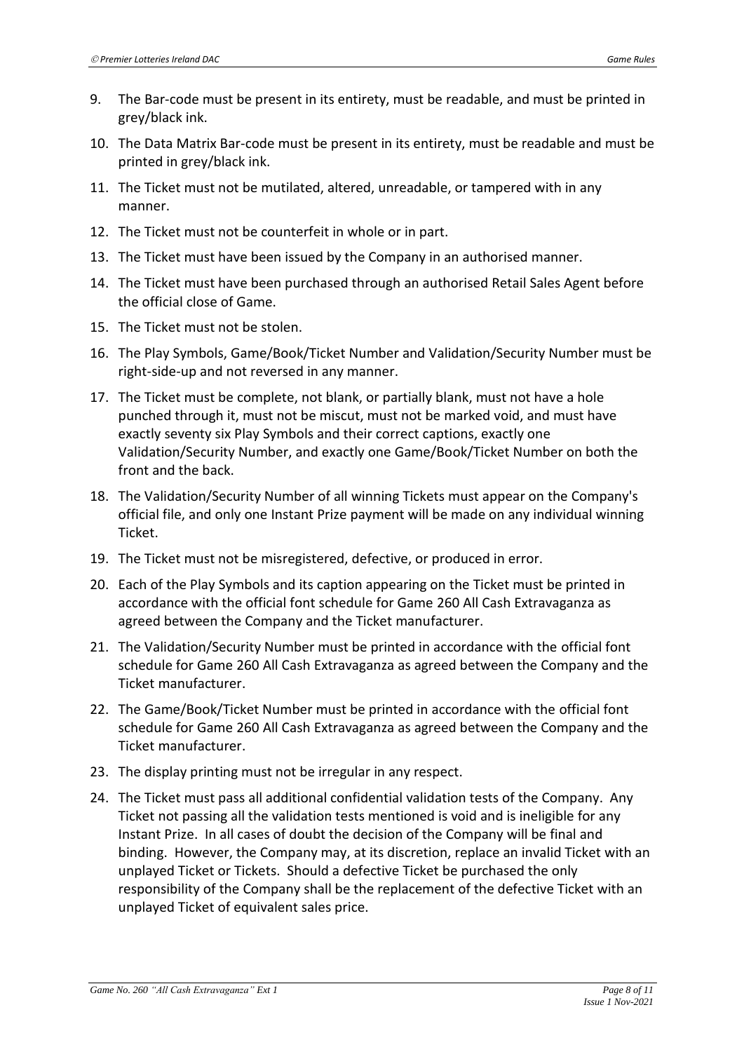9. The Bar-code must be present in its entirety, must be readable, and must be printed in grey/black ink.
10. The Data Matrix Bar-code must be present in its entirety, must be readable and must be printed in grey/black ink.
11. The Ticket must not be mutilated, altered, unreadable, or tampered with in any manner.
12. The Ticket must not be counterfeit in whole or in part.
13. The Ticket must have been issued by the Company in an authorised manner.
14. The Ticket must have been purchased through an authorised Retail Sales Agent before the official close of Game.
15. The Ticket must not be stolen.
16. The Play Symbols, Game/Book/Ticket Number and Validation/Security Number must be right-side-up and not reversed in any manner.
17. The Ticket must be complete, not blank, or partially blank, must not have a hole punched through it, must not be miscut, must not be marked void, and must have exactly seventy six Play Symbols and their correct captions, exactly one Validation/Security Number, and exactly one Game/Book/Ticket Number on both the front and the back.
18. The Validation/Security Number of all winning Tickets must appear on the Company's official file, and only one Instant Prize payment will be made on any individual winning Ticket.
19. The Ticket must not be misregistered, defective, or produced in error.
20. Each of the Play Symbols and its caption appearing on the Ticket must be printed in accordance with the official font schedule for Game 260 All Cash Extravaganza as agreed between the Company and the Ticket manufacturer.
21. The Validation/Security Number must be printed in accordance with the official font schedule for Game 260 All Cash Extravaganza as agreed between the Company and the Ticket manufacturer.
22. The Game/Book/Ticket Number must be printed in accordance with the official font schedule for Game 260 All Cash Extravaganza as agreed between the Company and the Ticket manufacturer.
23. The display printing must not be irregular in any respect.
24. The Ticket must pass all additional confidential validation tests of the Company. Any Ticket not passing all the validation tests mentioned is void and is ineligible for any Instant Prize. In all cases of doubt the decision of the Company will be final and binding. However, the Company may, at its discretion, replace an invalid Ticket with an unplayed Ticket or Tickets. Should a defective Ticket be purchased the only responsibility of the Company shall be the replacement of the defective Ticket with an unplayed Ticket of equivalent sales price.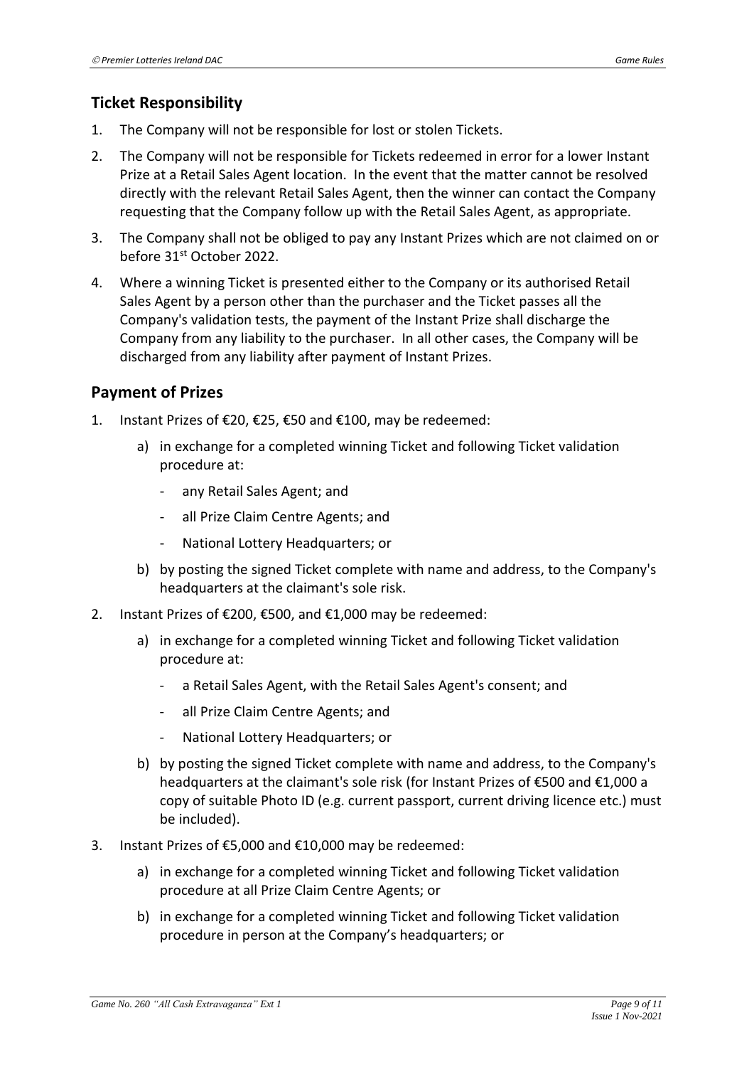## Ticket Responsibility

1. The Company will not be responsible for lost or stolen Tickets.
2. The Company will not be responsible for Tickets redeemed in error for a lower Instant Prize at a Retail Sales Agent location. In the event that the matter cannot be resolved directly with the relevant Retail Sales Agent, then the winner can contact the Company requesting that the Company follow up with the Retail Sales Agent, as appropriate.
3. The Company shall not be obliged to pay any Instant Prizes which are not claimed on or before 31st October 2022.
4. Where a winning Ticket is presented either to the Company or its authorised Retail Sales Agent by a person other than the purchaser and the Ticket passes all the Company's validation tests, the payment of the Instant Prize shall discharge the Company from any liability to the purchaser. In all other cases, the Company will be discharged from any liability after payment of Instant Prizes.

## Payment of Prizes

1. Instant Prizes of €20, €25, €50 and €100, may be redeemed:
   a) in exchange for a completed winning Ticket and following Ticket validation procedure at:
      - any Retail Sales Agent; and
      - all Prize Claim Centre Agents; and
      - National Lottery Headquarters; or
   b) by posting the signed Ticket complete with name and address, to the Company's headquarters at the claimant's sole risk.
2. Instant Prizes of €200, €500, and €1,000 may be redeemed:
   a) in exchange for a completed winning Ticket and following Ticket validation procedure at:
      - a Retail Sales Agent, with the Retail Sales Agent's consent; and
      - all Prize Claim Centre Agents; and
      - National Lottery Headquarters; or
   b) by posting the signed Ticket complete with name and address, to the Company's headquarters at the claimant's sole risk (for Instant Prizes of €500 and €1,000 a copy of suitable Photo ID (e.g. current passport, current driving licence etc.) must be included).
3. Instant Prizes of €5,000 and €10,000 may be redeemed:
   a) in exchange for a completed winning Ticket and following Ticket validation procedure at all Prize Claim Centre Agents; or
   b) in exchange for a completed winning Ticket and following Ticket validation procedure in person at the Company's headquarters; or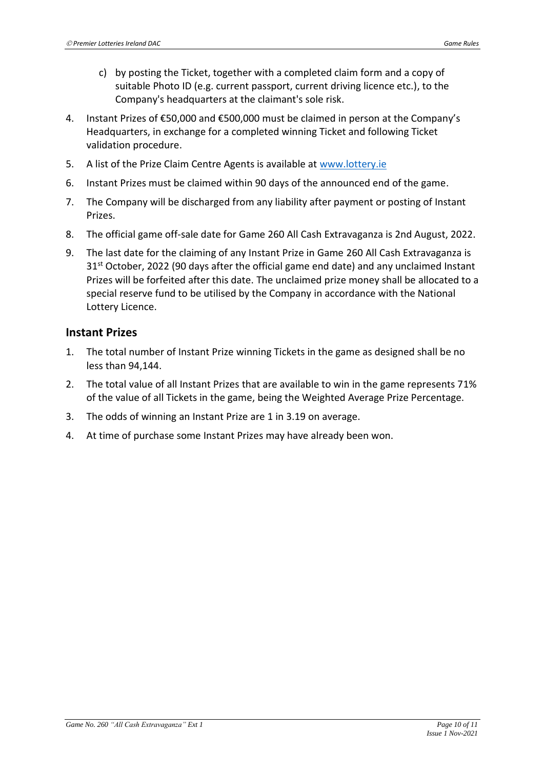c) by posting the Ticket, together with a completed claim form and a copy of suitable Photo ID (e.g. current passport, current driving licence etc.), to the Company's headquarters at the claimant's sole risk.

4. Instant Prizes of €50,000 and €500,000 must be claimed in person at the Company's Headquarters, in exchange for a completed winning Ticket and following Ticket validation procedure.
5. A list of the Prize Claim Centre Agents is available at www.lottery.ie
6. Instant Prizes must be claimed within 90 days of the announced end of the game.
7. The Company will be discharged from any liability after payment or posting of Instant Prizes.
8. The official game off-sale date for Game 260 All Cash Extravaganza is 2nd August, 2022.
9. The last date for the claiming of any Instant Prize in Game 260 All Cash Extravaganza is 31st October, 2022 (90 days after the official game end date) and any unclaimed Instant Prizes will be forfeited after this date. The unclaimed prize money shall be allocated to a special reserve fund to be utilised by the Company in accordance with the National Lottery Licence.

## Instant Prizes

1. The total number of Instant Prize winning Tickets in the game as designed shall be no less than 94,144.
2. The total value of all Instant Prizes that are available to win in the game represents 71% of the value of all Tickets in the game, being the Weighted Average Prize Percentage.
3. The odds of winning an Instant Prize are 1 in 3.19 on average.
4. At time of purchase some Instant Prizes may have already been won.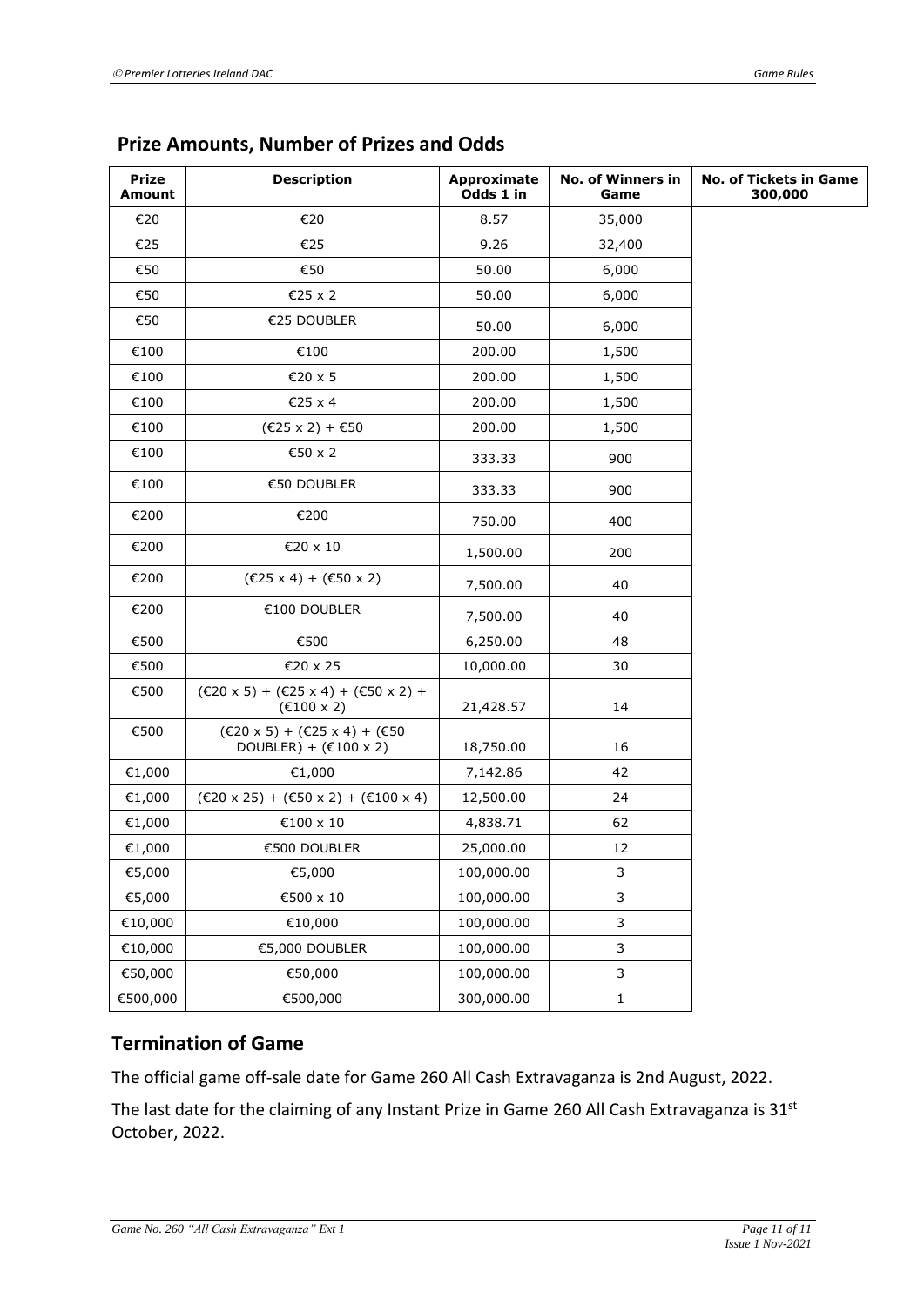## Prize Amounts, Number of Prizes and Odds

| Prize Amount | Description | Approximate Odds 1 in | No. of Winners in Game | No. of Tickets in Game 300,000 |
|---|---|---|---|---|
| €20 | €20 | 8.57 | 35,000 | |
| €25 | €25 | 9.26 | 32,400 | |
| €50 | €50 | 50.00 | 6,000 | |
| €50 | €25 x 2 | 50.00 | 6,000 | |
| €50 | €25 DOUBLER | 50.00 | 6,000 | |
| €100 | €100 | 200.00 | 1,500 | |
| €100 | €20 x 5 | 200.00 | 1,500 | |
| €100 | €25 x 4 | 200.00 | 1,500 | |
| €100 | (€25 x 2) + €50 | 200.00 | 1,500 | |
| €100 | €50 x 2 | 333.33 | 900 | |
| €100 | €50 DOUBLER | 333.33 | 900 | |
| €200 | €200 | 750.00 | 400 | |
| €200 | €20 x 10 | 1,500.00 | 200 | |
| €200 | (€25 x 4) + (€50 x 2) | 7,500.00 | 40 | |
| €200 | €100 DOUBLER | 7,500.00 | 40 | |
| €500 | €500 | 6,250.00 | 48 | |
| €500 | €20 x 25 | 10,000.00 | 30 | |
| €500 | (€20 x 5) + (€25 x 4) + (€50 x 2) + (€100 x 2) | 21,428.57 | 14 | |
| €500 | (€20 x 5) + (€25 x 4) + (€50 DOUBLER) + (€100 x 2) | 18,750.00 | 16 | |
| €1,000 | €1,000 | 7,142.86 | 42 | |
| €1,000 | (€20 x 25) + (€50 x 2) + (€100 x 4) | 12,500.00 | 24 | |
| €1,000 | €100 x 10 | 4,838.71 | 62 | |
| €1,000 | €500 DOUBLER | 25,000.00 | 12 | |
| €5,000 | €5,000 | 100,000.00 | 3 | |
| €5,000 | €500 x 10 | 100,000.00 | 3 | |
| €10,000 | €10,000 | 100,000.00 | 3 | |
| €10,000 | €5,000 DOUBLER | 100,000.00 | 3 | |
| €50,000 | €50,000 | 100,000.00 | 3 | |
| €500,000 | €500,000 | 300,000.00 | 1 | |

## Termination of Game

The official game off-sale date for Game 260 All Cash Extravaganza is 2nd August, 2022.

The last date for the claiming of any Instant Prize in Game 260 All Cash Extravaganza is 31st October, 2022.